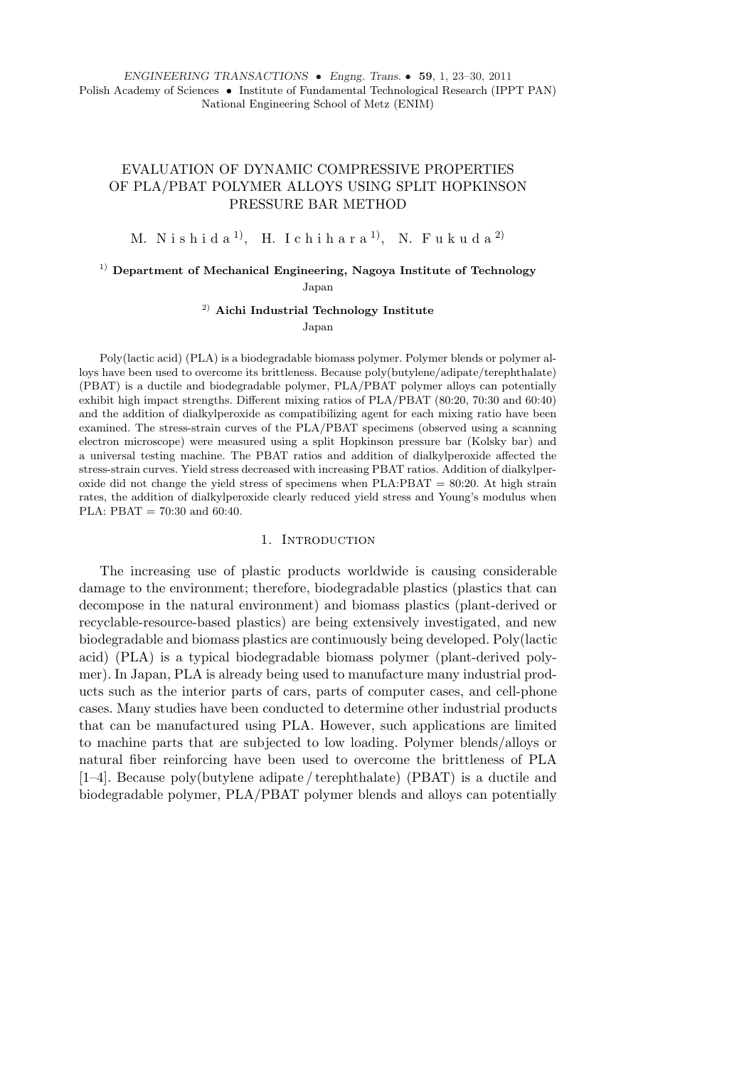# EVALUATION OF DYNAMIC COMPRESSIVE PROPERTIES OF PLA/PBAT POLYMER ALLOYS USING SPLIT HOPKINSON PRESSURE BAR METHOD

M. Nishida [1)], H. Ichihara [1)], N. Fukuda [2)]

[1)] **Department of Mechanical Engineering, Nagoya Institute of Technology**
Japan

[2)] **Aichi Industrial Technology Institute**
Japan

Poly(lactic acid) (PLA) is a biodegradable biomass polymer. Polymer blends or polymer alloys have been used to overcome its brittleness. Because poly(butylene/adipate/terephthalate) (PBAT) is a ductile and biodegradable polymer, PLA/PBAT polymer alloys can potentially exhibit high impact strengths. Different mixing ratios of PLA/PBAT (80:20, 70:30 and 60:40) and the addition of dialkylperoxide as compatibilizing agent for each mixing ratio have been examined. The stress-strain curves of the PLA/PBAT specimens (observed using a scanning electron microscope) were measured using a split Hopkinson pressure bar (Kolsky bar) and a universal testing machine. The PBAT ratios and addition of dialkylperoxide affected the stress-strain curves. Yield stress decreased with increasing PBAT ratios. Addition of dialkylperoxide did not change the yield stress of specimens when PLA:PBAT = 80:20. At high strain rates, the addition of dialkylperoxide clearly reduced yield stress and Young's modulus when PLA: PBAT = 70:30 and 60:40.

## 1. Introduction

The increasing use of plastic products worldwide is causing considerable damage to the environment; therefore, biodegradable plastics (plastics that can decompose in the natural environment) and biomass plastics (plant-derived or recyclable-resource-based plastics) are being extensively investigated, and new biodegradable and biomass plastics are continuously being developed. Poly(lactic acid) (PLA) is a typical biodegradable biomass polymer (plant-derived polymer). In Japan, PLA is already being used to manufacture many industrial products such as the interior parts of cars, parts of computer cases, and cell-phone cases. Many studies have been conducted to determine other industrial products that can be manufactured using PLA. However, such applications are limited to machine parts that are subjected to low loading. Polymer blends/alloys or natural fiber reinforcing have been used to overcome the brittleness of PLA [1–4]. Because poly(butylene adipate / terephthalate) (PBAT) is a ductile and biodegradable polymer, PLA/PBAT polymer blends and alloys can potentially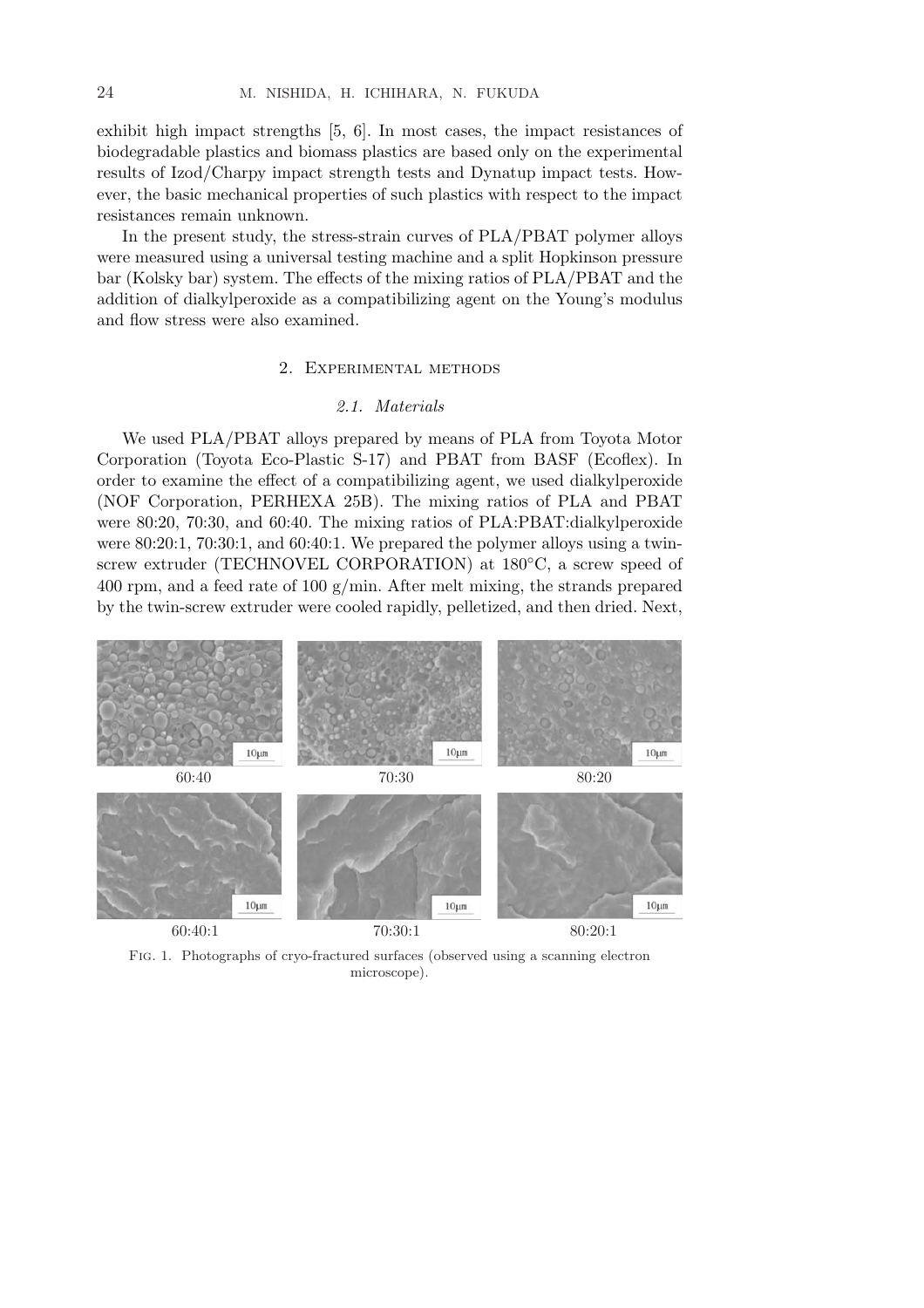exhibit high impact strengths [5, 6]. In most cases, the impact resistances of biodegradable plastics and biomass plastics are based only on the experimental results of Izod/Charpy impact strength tests and Dynatup impact tests. However, the basic mechanical properties of such plastics with respect to the impact resistances remain unknown.

In the present study, the stress-strain curves of PLA/PBAT polymer alloys were measured using a universal testing machine and a split Hopkinson pressure bar (Kolsky bar) system. The effects of the mixing ratios of PLA/PBAT and the addition of dialkylperoxide as a compatibilizing agent on the Young's modulus and flow stress were also examined.

## 2. Experimental methods

### 2.1. Materials

We used PLA/PBAT alloys prepared by means of PLA from Toyota Motor Corporation (Toyota Eco-Plastic S-17) and PBAT from BASF (Ecoflex). In order to examine the effect of a compatibilizing agent, we used dialkylperoxide (NOF Corporation, PERHEXA 25B). The mixing ratios of PLA and PBAT were 80:20, 70:30, and 60:40. The mixing ratios of PLA:PBAT:dialkylperoxide were 80:20:1, 70:30:1, and 60:40:1. We prepared the polymer alloys using a twin-screw extruder (TECHNOVEL CORPORATION) at 180°C, a screw speed of 400 rpm, and a feed rate of 100 g/min. After melt mixing, the strands prepared by the twin-screw extruder were cooled rapidly, pelletized, and then dried. Next,

60:40 70:30 80:20

60:40:1 70:30:1 80:20:1

Fig. 1. Photographs of cryo-fractured surfaces (observed using a scanning electron microscope).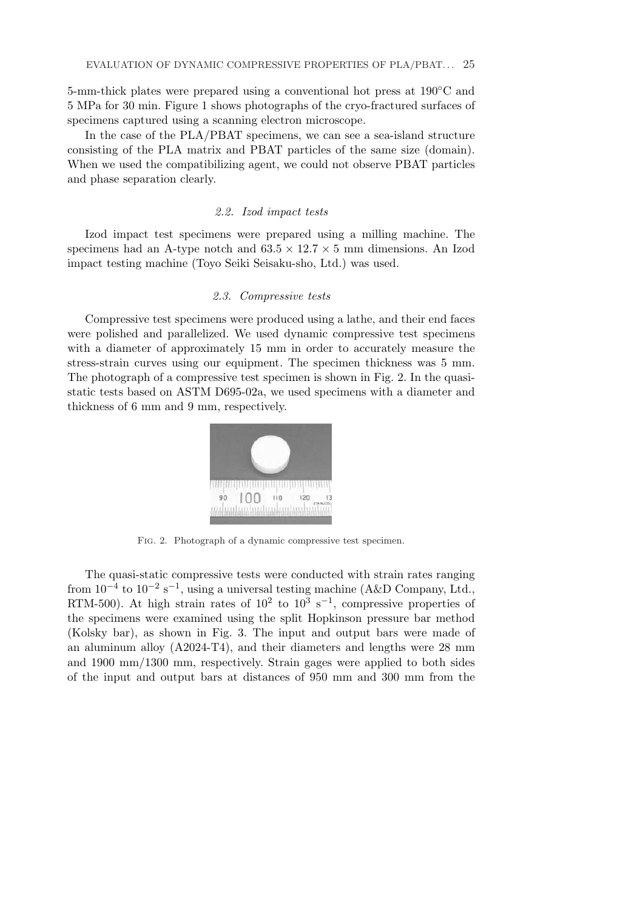5-mm-thick plates were prepared using a conventional hot press at 190°C and 5 MPa for 30 min. Figure 1 shows photographs of the cryo-fractured surfaces of specimens captured using a scanning electron microscope.

In the case of the PLA/PBAT specimens, we can see a sea-island structure consisting of the PLA matrix and PBAT particles of the same size (domain). When we used the compatibilizing agent, we could not observe PBAT particles and phase separation clearly.

### 2.2. Izod impact tests

Izod impact test specimens were prepared using a milling machine. The specimens had an A-type notch and $63.5 \times 12.7 \times 5$ mm dimensions. An Izod impact testing machine (Toyo Seiki Seisaku-sho, Ltd.) was used.

### 2.3. Compressive tests

Compressive test specimens were produced using a lathe, and their end faces were polished and parallelized. We used dynamic compressive test specimens with a diameter of approximately 15 mm in order to accurately measure the stress-strain curves using our equipment. The specimen thickness was 5 mm. The photograph of a compressive test specimen is shown in Fig. 2. In the quasi-static tests based on ASTM D695-02a, we used specimens with a diameter and thickness of 6 mm and 9 mm, respectively.

Fig. 2. Photograph of a dynamic compressive test specimen.

The quasi-static compressive tests were conducted with strain rates ranging from $10^{-4}$ to $10^{-2}$ s$^{-1}$, using a universal testing machine (A&D Company, Ltd., RTM-500). At high strain rates of $10^2$ to $10^3$ s$^{-1}$, compressive properties of the specimens were examined using the split Hopkinson pressure bar method (Kolsky bar), as shown in Fig. 3. The input and output bars were made of an aluminum alloy (A2024-T4), and their diameters and lengths were 28 mm and 1900 mm/1300 mm, respectively. Strain gages were applied to both sides of the input and output bars at distances of 950 mm and 300 mm from the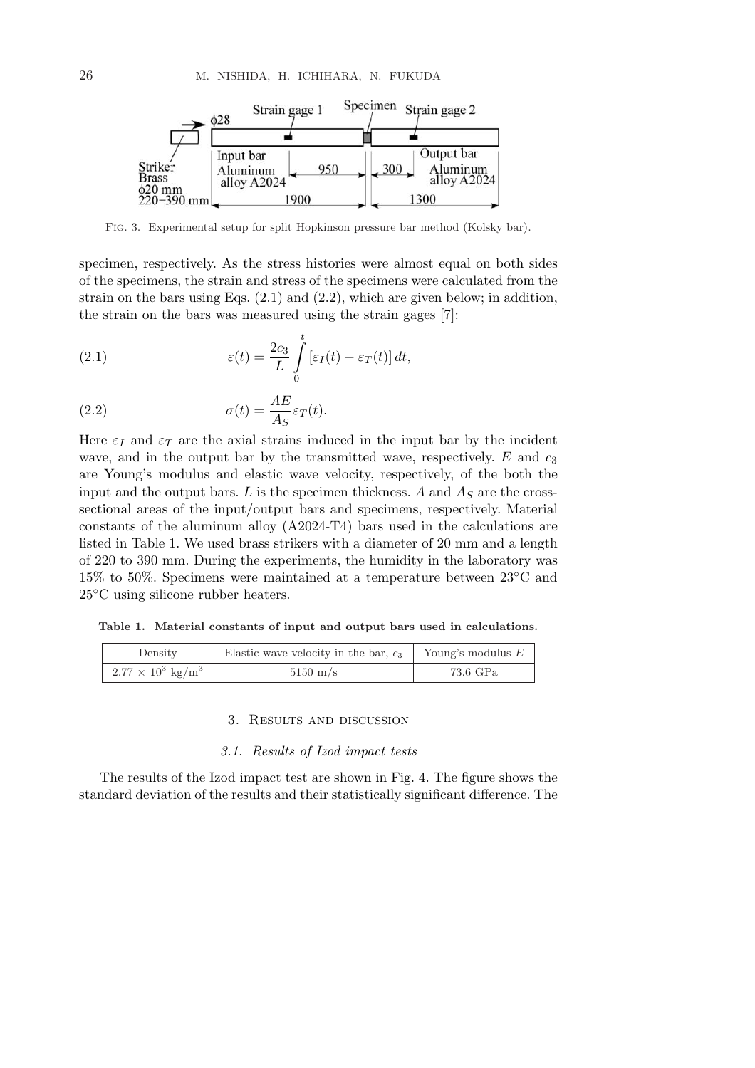Fig. 3. Experimental setup for split Hopkinson pressure bar method (Kolsky bar).

specimen, respectively. As the stress histories were almost equal on both sides of the specimens, the strain and stress of the specimens were calculated from the strain on the bars using Eqs. (2.1) and (2.2), which are given below; in addition, the strain on the bars was measured using the strain gages [7]:

$$\varepsilon(t) = \frac{2c_3}{L} \int_0^t \left[\varepsilon_I(t) - \varepsilon_T(t)\right] dt, \tag{2.1}$$

$$\sigma(t) = \frac{AE}{A_S} \varepsilon_T(t). \tag{2.2}$$

Here $\varepsilon_I$ and $\varepsilon_T$ are the axial strains induced in the input bar by the incident wave, and in the output bar by the transmitted wave, respectively. $E$ and $c_3$ are Young's modulus and elastic wave velocity, respectively, of the both the input and the output bars. $L$ is the specimen thickness. $A$ and $A_S$ are the cross-sectional areas of the input/output bars and specimens, respectively. Material constants of the aluminum alloy (A2024-T4) bars used in the calculations are listed in Table 1. We used brass strikers with a diameter of 20 mm and a length of 220 to 390 mm. During the experiments, the humidity in the laboratory was 15% to 50%. Specimens were maintained at a temperature between 23°C and 25°C using silicone rubber heaters.

**Table 1. Material constants of input and output bars used in calculations.**

| Density | Elastic wave velocity in the bar, $c_3$ | Young's modulus $E$ |
|---|---|---|
| $2.77 \times 10^3$ kg/m$^3$ | 5150 m/s | 73.6 GPa |

## 3. Results and discussion

### 3.1. Results of Izod impact tests

The results of the Izod impact test are shown in Fig. 4. The figure shows the standard deviation of the results and their statistically significant difference. The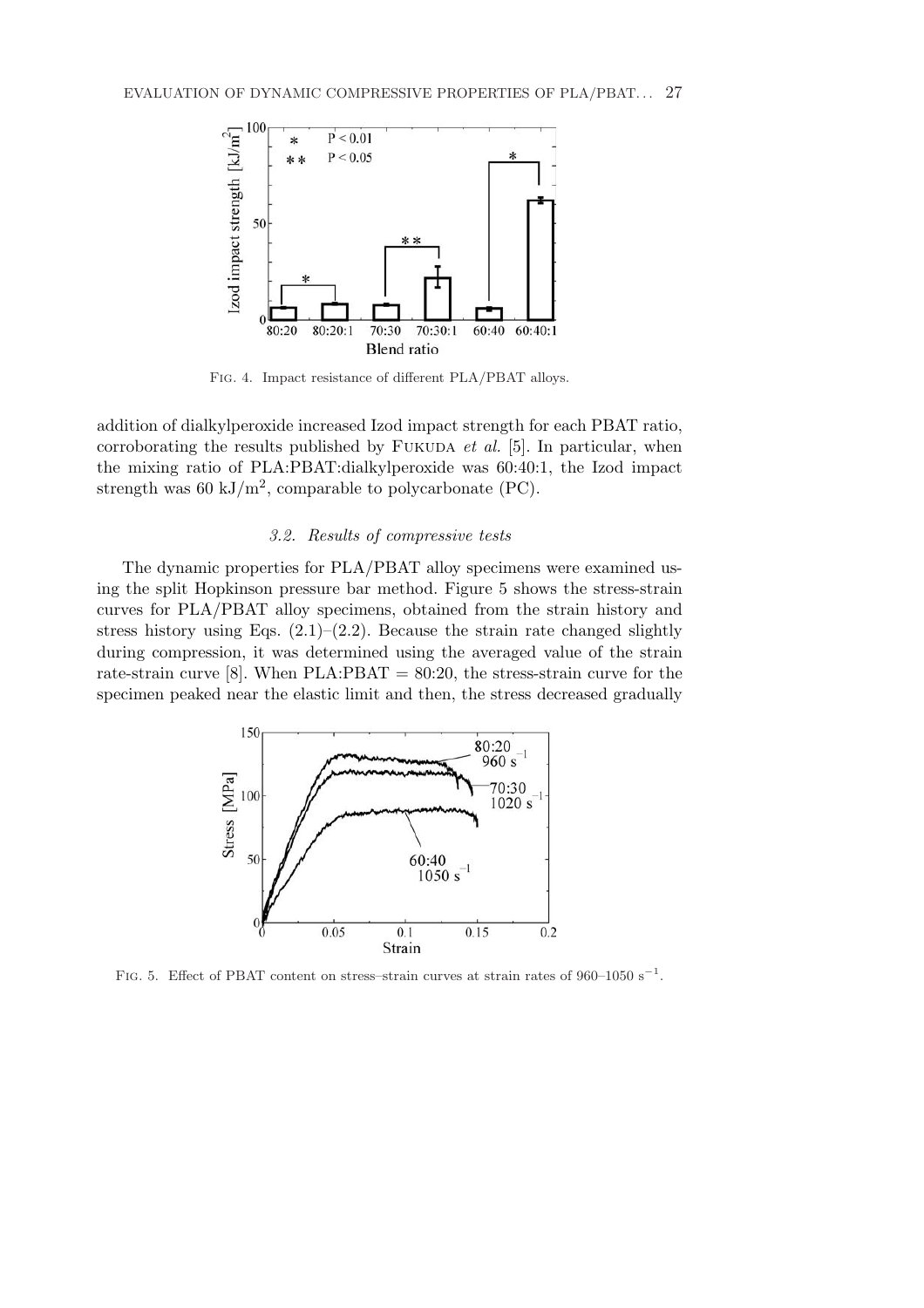FIG. 4. Impact resistance of different PLA/PBAT alloys.

addition of dialkylperoxide increased Izod impact strength for each PBAT ratio, corroborating the results published by FUKUDA *et al.* [5]. In particular, when the mixing ratio of PLA:PBAT:dialkylperoxide was 60:40:1, the Izod impact strength was 60 $kJ/m^2$, comparable to polycarbonate (PC).

### *3.2. Results of compressive tests*

The dynamic properties for PLA/PBAT alloy specimens were examined using the split Hopkinson pressure bar method. Figure 5 shows the stress-strain curves for PLA/PBAT alloy specimens, obtained from the strain history and stress history using Eqs. (2.1)–(2.2). Because the strain rate changed slightly during compression, it was determined using the averaged value of the strain rate-strain curve [8]. When PLA:PBAT = 80:20, the stress-strain curve for the specimen peaked near the elastic limit and then, the stress decreased gradually

FIG. 5. Effect of PBAT content on stress–strain curves at strain rates of 960–1050 $s^{-1}$.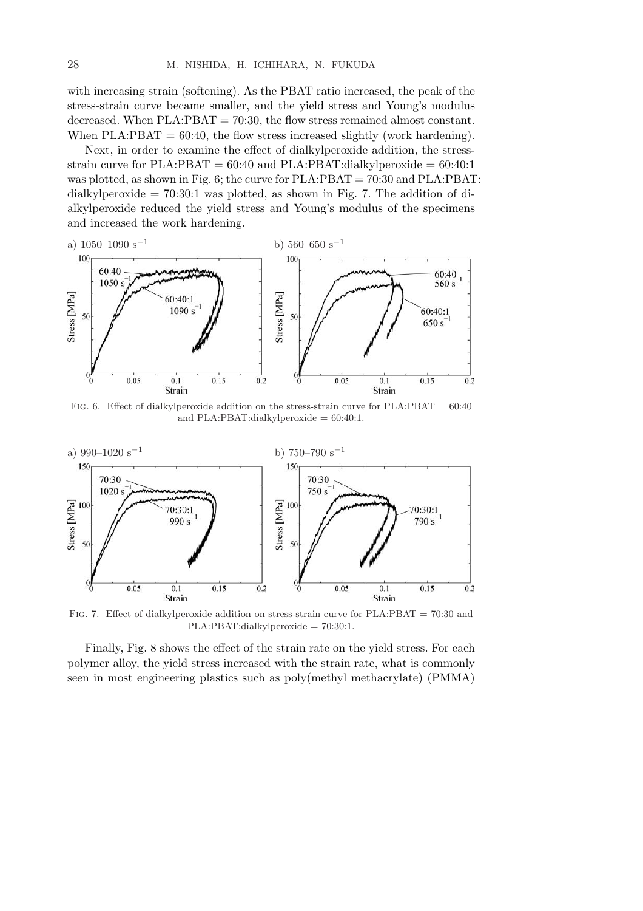with increasing strain (softening). As the PBAT ratio increased, the peak of the stress-strain curve became smaller, and the yield stress and Young's modulus decreased. When PLA:PBAT = 70:30, the flow stress remained almost constant. When PLA:PBAT = 60:40, the flow stress increased slightly (work hardening).

Next, in order to examine the effect of dialkylperoxide addition, the stress-strain curve for PLA:PBAT = 60:40 and PLA:PBAT:dialkylperoxide = 60:40:1 was plotted, as shown in Fig. 6; the curve for PLA:PBAT = 70:30 and PLA:PBAT:dialkylperoxide = 70:30:1 was plotted, as shown in Fig. 7. The addition of dialkylperoxide reduced the yield stress and Young's modulus of the specimens and increased the work hardening.

a) 1050–1090 $s^{-1}$ b) 560–650 $s^{-1}$

Fig. 6. Effect of dialkylperoxide addition on the stress-strain curve for PLA:PBAT = 60:40 and PLA:PBAT:dialkylperoxide = 60:40:1.

a) 990–1020 $s^{-1}$ b) 750–790 $s^{-1}$

Fig. 7. Effect of dialkylperoxide addition on stress-strain curve for PLA:PBAT = 70:30 and PLA:PBAT:dialkylperoxide = 70:30:1.

Finally, Fig. 8 shows the effect of the strain rate on the yield stress. For each polymer alloy, the yield stress increased with the strain rate, what is commonly seen in most engineering plastics such as poly(methyl methacrylate) (PMMA)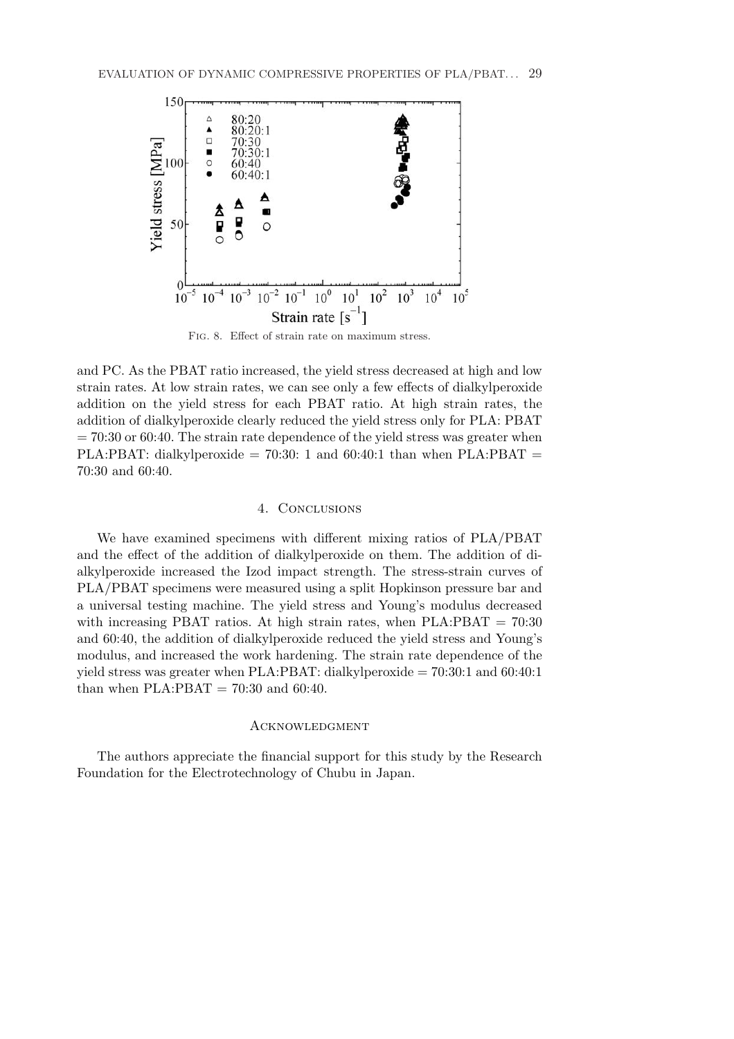Fig. 8. Effect of strain rate on maximum stress.

and PC. As the PBAT ratio increased, the yield stress decreased at high and low strain rates. At low strain rates, we can see only a few effects of dialkylperoxide addition on the yield stress for each PBAT ratio. At high strain rates, the addition of dialkylperoxide clearly reduced the yield stress only for PLA: PBAT = 70:30 or 60:40. The strain rate dependence of the yield stress was greater when PLA:PBAT: dialkylperoxide = 70:30: 1 and 60:40:1 than when PLA:PBAT = 70:30 and 60:40.

## 4. Conclusions

We have examined specimens with different mixing ratios of PLA/PBAT and the effect of the addition of dialkylperoxide on them. The addition of dialkylperoxide increased the Izod impact strength. The stress-strain curves of PLA/PBAT specimens were measured using a split Hopkinson pressure bar and a universal testing machine. The yield stress and Young's modulus decreased with increasing PBAT ratios. At high strain rates, when PLA:PBAT = 70:30 and 60:40, the addition of dialkylperoxide reduced the yield stress and Young's modulus, and increased the work hardening. The strain rate dependence of the yield stress was greater when PLA:PBAT: dialkylperoxide = 70:30:1 and 60:40:1 than when PLA:PBAT = 70:30 and 60:40.

## Acknowledgment

The authors appreciate the financial support for this study by the Research Foundation for the Electrotechnology of Chubu in Japan.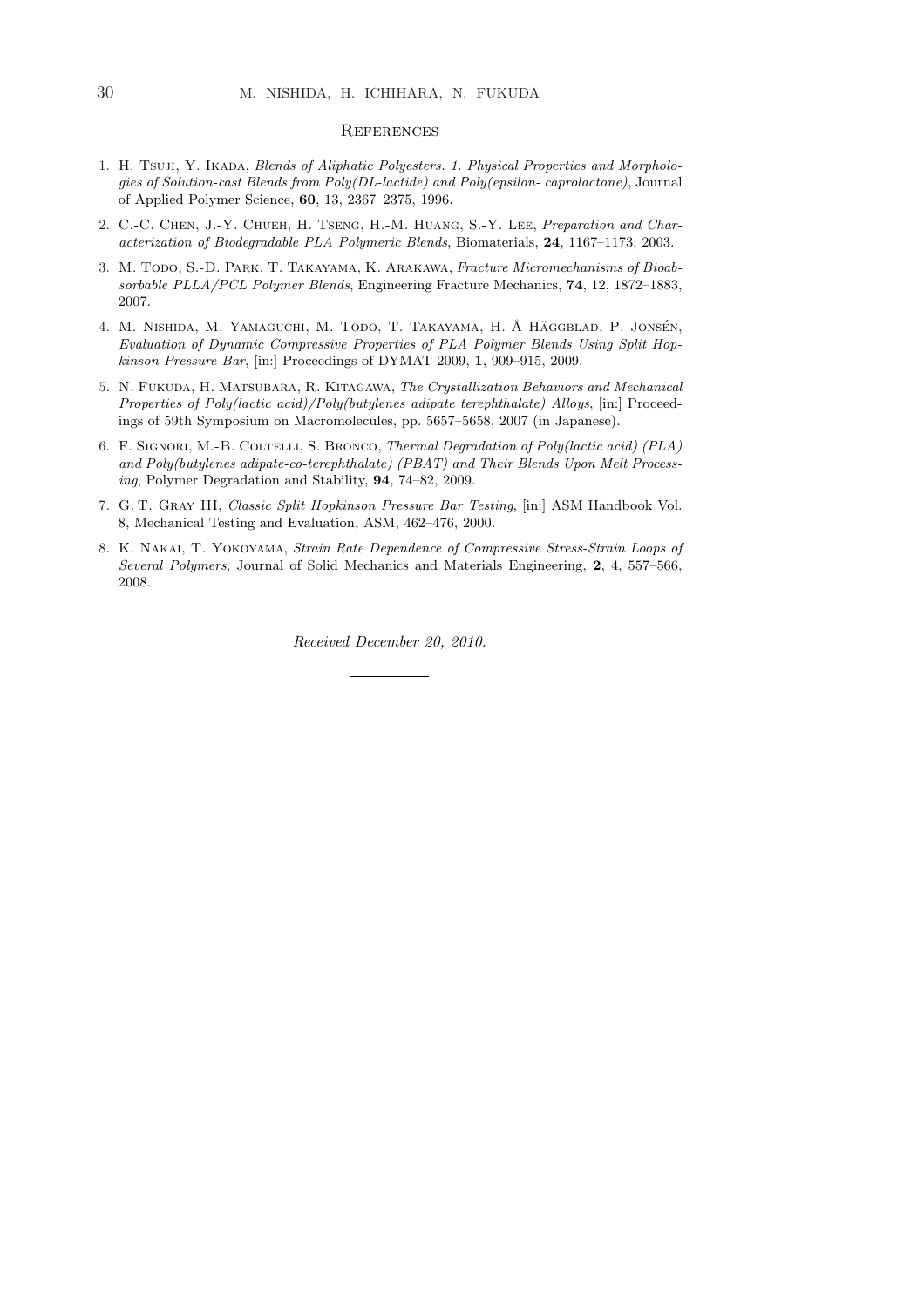## References

1. H. Tsuji, Y. Ikada, *Blends of Aliphatic Polyesters. 1. Physical Properties and Morphologies of Solution-cast Blends from Poly(DL-lactide) and Poly(epsilon- caprolactone)*, Journal of Applied Polymer Science, **60**, 13, 2367–2375, 1996.

2. C.-C. Chen, J.-Y. Chueh, H. Tseng, H.-M. Huang, S.-Y. Lee, *Preparation and Characterization of Biodegradable PLA Polymeric Blends*, Biomaterials, **24**, 1167–1173, 2003.

3. M. Todo, S.-D. Park, T. Takayama, K. Arakawa, *Fracture Micromechanisms of Bioabsorbable PLLA/PCL Polymer Blends*, Engineering Fracture Mechanics, **74**, 12, 1872–1883, 2007.

4. M. Nishida, M. Yamaguchi, M. Todo, T. Takayama, H.-Å Häggblad, P. Jonsén, *Evaluation of Dynamic Compressive Properties of PLA Polymer Blends Using Split Hopkinson Pressure Bar*, [in:] Proceedings of DYMAT 2009, **1**, 909–915, 2009.

5. N. Fukuda, H. Matsubara, R. Kitagawa, *The Crystallization Behaviors and Mechanical Properties of Poly(lactic acid)/Poly(butylenes adipate terephthalate) Alloys*, [in:] Proceedings of 59th Symposium on Macromolecules, pp. 5657–5658, 2007 (in Japanese).

6. F. Signori, M.-B. Coltelli, S. Bronco, *Thermal Degradation of Poly(lactic acid) (PLA) and Poly(butylenes adipate-co-terephthalate) (PBAT) and Their Blends Upon Melt Processing*, Polymer Degradation and Stability, **94**, 74–82, 2009.

7. G. T. Gray III, *Classic Split Hopkinson Pressure Bar Testing*, [in:] ASM Handbook Vol. 8, Mechanical Testing and Evaluation, ASM, 462–476, 2000.

8. K. Nakai, T. Yokoyama, *Strain Rate Dependence of Compressive Stress-Strain Loops of Several Polymers*, Journal of Solid Mechanics and Materials Engineering, **2**, 4, 557–566, 2008.

*Received December 20, 2010.*